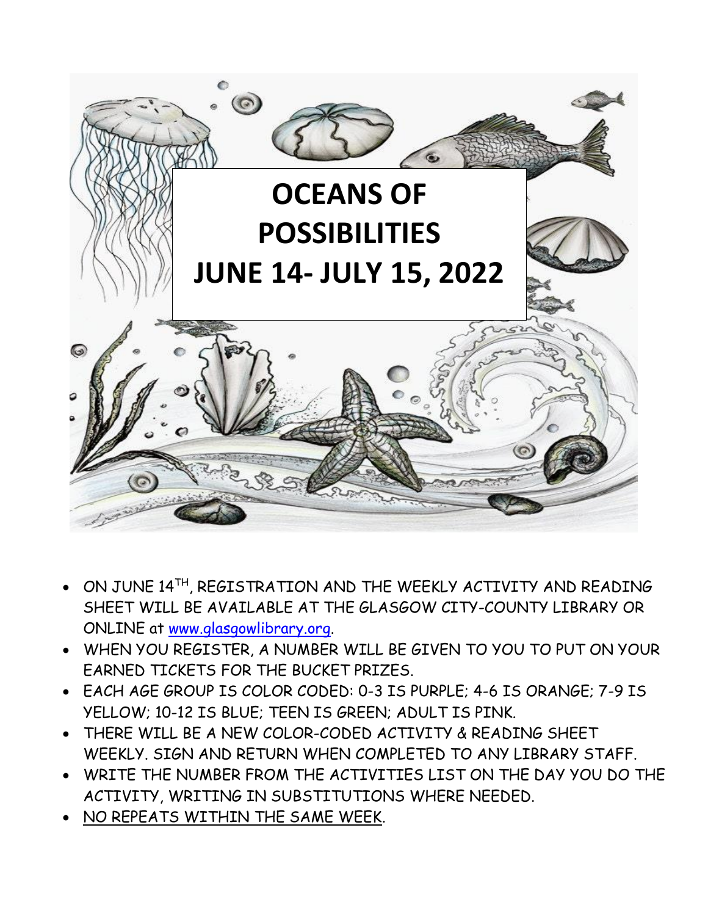# OCEANS OF POSSIBILITIES

# JUNE 14- JULY 15, 2022

- ON JUNE 14TH, REGISTRATION AND THE WEEKLY ACTIVITY AND READING SHEET WILL BE AVAILABLE AT THE GLASGOW CITY-COUNTY LIBRARY OR ONLINE at www.glasgowlibrary.org.
- WHEN YOU REGISTER, A NUMBER WILL BE GIVEN TO YOU TO PUT ON YOUR EARNED TICKETS FOR THE BUCKET PRIZES.
- EACH AGE GROUP IS COLOR CODED: 0-3 IS PURPLE; 4-6 IS ORANGE; 7-9 IS YELLOW; 10-12 IS BLUE; TEEN IS GREEN; ADULT IS PINK.
- THERE WILL BE A NEW COLOR-CODED ACTIVITY & READING SHEET WEEKLY. SIGN AND RETURN WHEN COMPLETED TO ANY LIBRARY STAFF.
- WRITE THE NUMBER FROM THE ACTIVITIES LIST ON THE DAY YOU DO THE ACTIVITY, WRITING IN SUBSTITUTIONS WHERE NEEDED.
- NO REPEATS WITHIN THE SAME WEEK.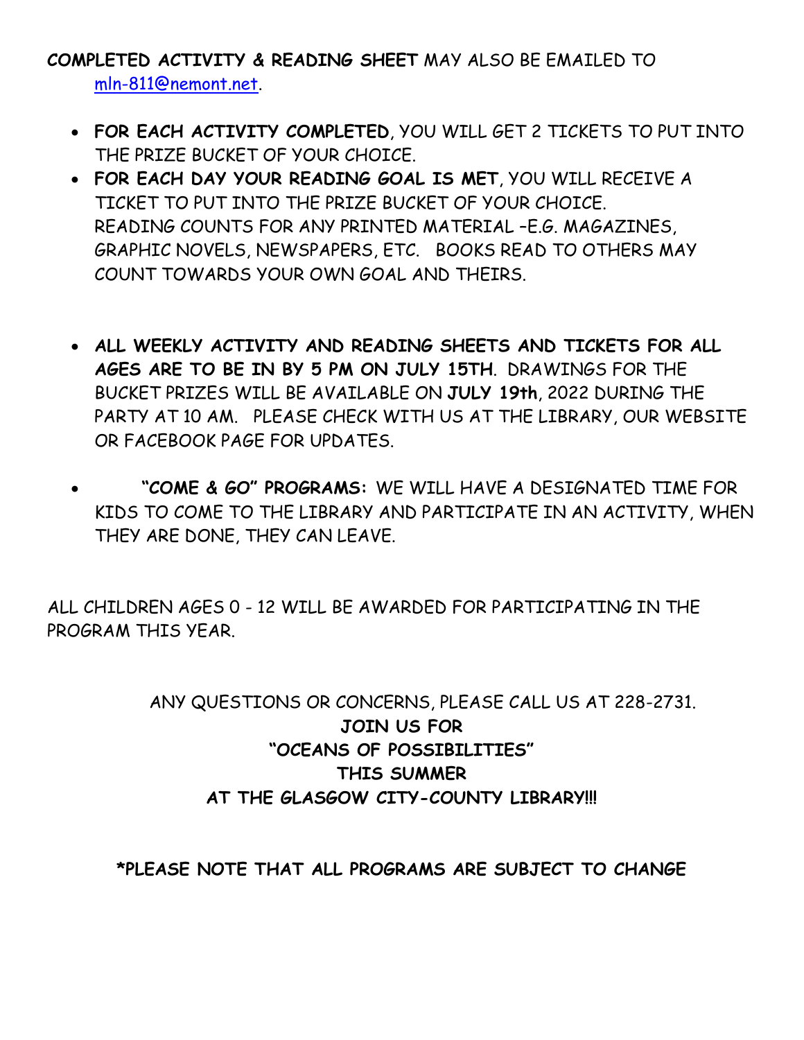**COMPLETED ACTIVITY & READING SHEET** MAY ALSO BE EMAILED TO mln-811@nemont.net.

- **FOR EACH ACTIVITY COMPLETED**, YOU WILL GET 2 TICKETS TO PUT INTO THE PRIZE BUCKET OF YOUR CHOICE.
- **FOR EACH DAY YOUR READING GOAL IS MET**, YOU WILL RECEIVE A TICKET TO PUT INTO THE PRIZE BUCKET OF YOUR CHOICE. READING COUNTS FOR ANY PRINTED MATERIAL –E.G. MAGAZINES, GRAPHIC NOVELS, NEWSPAPERS, ETC. BOOKS READ TO OTHERS MAY COUNT TOWARDS YOUR OWN GOAL AND THEIRS.
- **ALL WEEKLY ACTIVITY AND READING SHEETS AND TICKETS FOR ALL AGES ARE TO BE IN BY 5 PM ON JULY 15TH**. DRAWINGS FOR THE BUCKET PRIZES WILL BE AVAILABLE ON **JULY 19th**, 2022 DURING THE PARTY AT 10 AM. PLEASE CHECK WITH US AT THE LIBRARY, OUR WEBSITE OR FACEBOOK PAGE FOR UPDATES.
- **"COME & GO" PROGRAMS:** WE WILL HAVE A DESIGNATED TIME FOR KIDS TO COME TO THE LIBRARY AND PARTICIPATE IN AN ACTIVITY, WHEN THEY ARE DONE, THEY CAN LEAVE.

ALL CHILDREN AGES 0 - 12 WILL BE AWARDED FOR PARTICIPATING IN THE PROGRAM THIS YEAR.

ANY QUESTIONS OR CONCERNS, PLEASE CALL US AT 228-2731.

**JOIN US FOR**
**"OCEANS OF POSSIBILITIES"**
**THIS SUMMER**
**AT THE GLASGOW CITY-COUNTY LIBRARY!!!**

**\*PLEASE NOTE THAT ALL PROGRAMS ARE SUBJECT TO CHANGE**